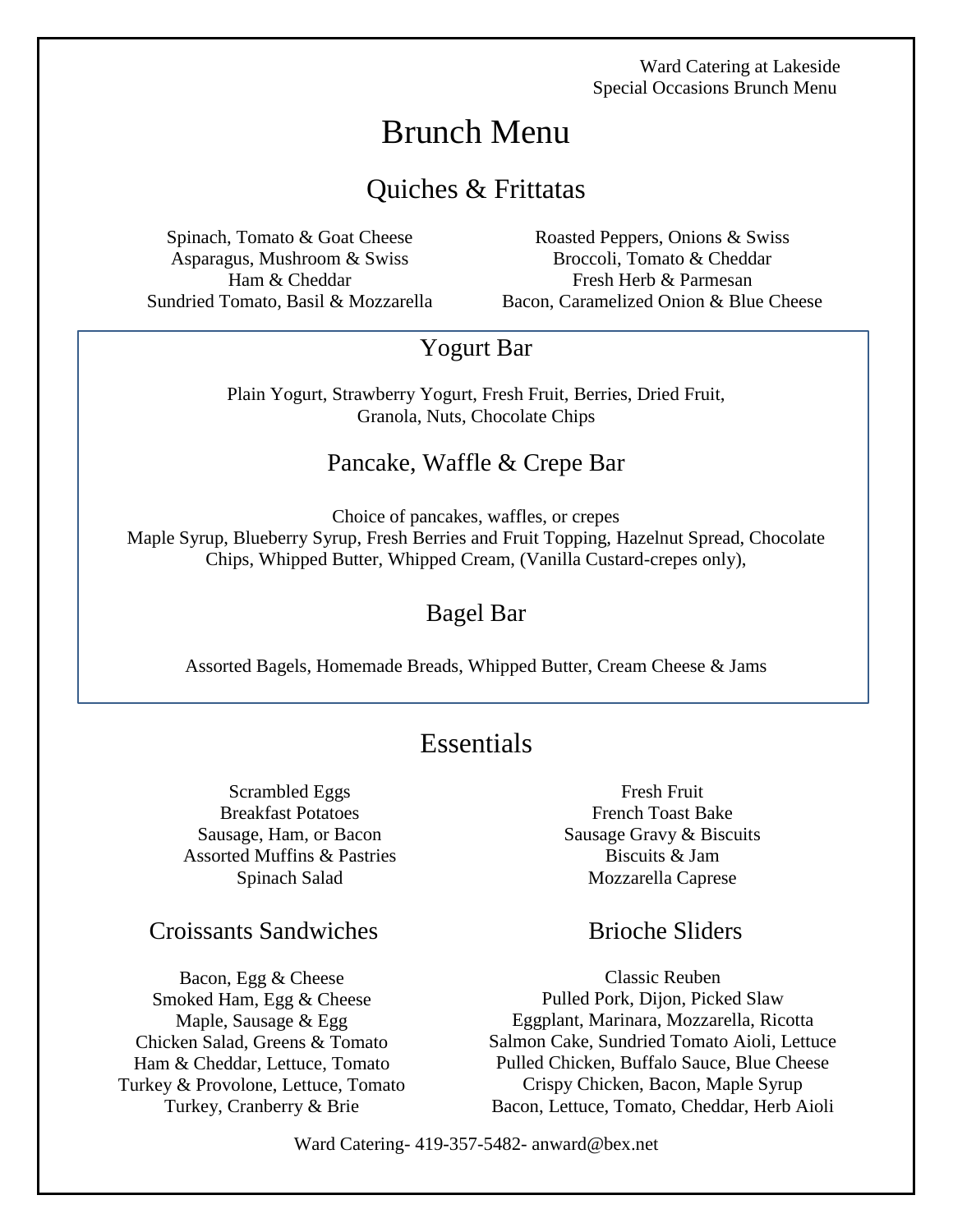Ward Catering at Lakeside
Special Occasions Brunch Menu

# Brunch Menu

## Quiches & Frittatas

Spinach, Tomato & Goat Cheese
Asparagus, Mushroom & Swiss
Ham & Cheddar
Sundried Tomato, Basil & Mozzarella

Roasted Peppers, Onions & Swiss
Broccoli, Tomato & Cheddar
Fresh Herb & Parmesan
Bacon, Caramelized Onion & Blue Cheese

## Yogurt Bar

Plain Yogurt, Strawberry Yogurt, Fresh Fruit, Berries, Dried Fruit, Granola, Nuts, Chocolate Chips

## Pancake, Waffle & Crepe Bar

Choice of pancakes, waffles, or crepes
Maple Syrup, Blueberry Syrup, Fresh Berries and Fruit Topping, Hazelnut Spread, Chocolate Chips, Whipped Butter, Whipped Cream, (Vanilla Custard-crepes only),

## Bagel Bar

Assorted Bagels, Homemade Breads, Whipped Butter, Cream Cheese & Jams

## Essentials

Scrambled Eggs
Breakfast Potatoes
Sausage, Ham, or Bacon
Assorted Muffins & Pastries
Spinach Salad

Fresh Fruit
French Toast Bake
Sausage Gravy & Biscuits
Biscuits & Jam
Mozzarella Caprese

## Croissants Sandwiches

Bacon, Egg & Cheese
Smoked Ham, Egg & Cheese
Maple, Sausage & Egg
Chicken Salad, Greens & Tomato
Ham & Cheddar, Lettuce, Tomato
Turkey & Provolone, Lettuce, Tomato
Turkey, Cranberry & Brie

## Brioche Sliders

Classic Reuben
Pulled Pork, Dijon, Picked Slaw
Eggplant, Marinara, Mozzarella, Ricotta
Salmon Cake, Sundried Tomato Aioli, Lettuce
Pulled Chicken, Buffalo Sauce, Blue Cheese
Crispy Chicken, Bacon, Maple Syrup
Bacon, Lettuce, Tomato, Cheddar, Herb Aioli

Ward Catering- 419-357-5482- anward@bex.net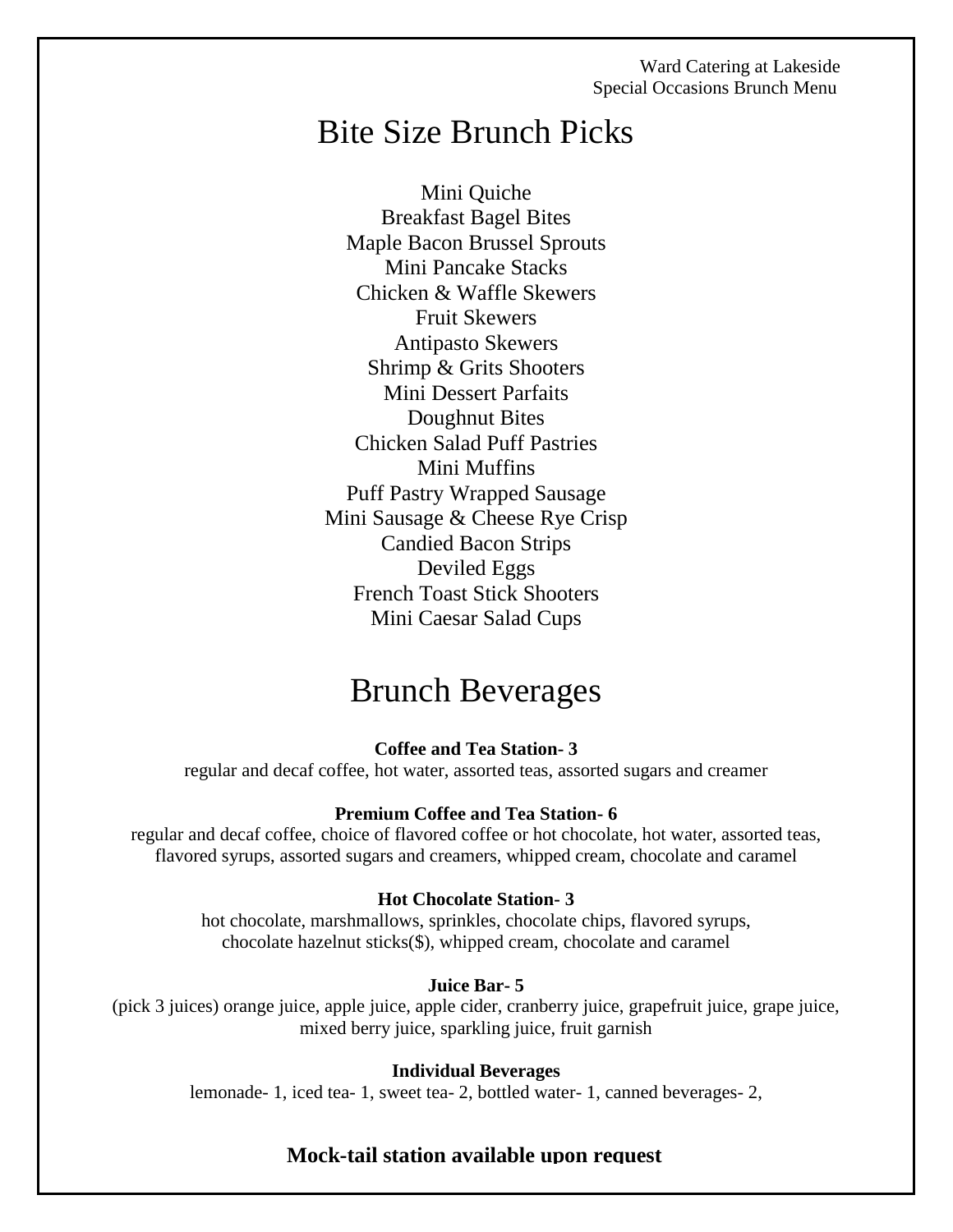Ward Catering at Lakeside
Special Occasions Brunch Menu

# Bite Size Brunch Picks

Mini Quiche
Breakfast Bagel Bites
Maple Bacon Brussel Sprouts
Mini Pancake Stacks
Chicken & Waffle Skewers
Fruit Skewers
Antipasto Skewers
Shrimp & Grits Shooters
Mini Dessert Parfaits
Doughnut Bites
Chicken Salad Puff Pastries
Mini Muffins
Puff Pastry Wrapped Sausage
Mini Sausage & Cheese Rye Crisp
Candied Bacon Strips
Deviled Eggs
French Toast Stick Shooters
Mini Caesar Salad Cups

# Brunch Beverages

**Coffee and Tea Station- 3**
regular and decaf coffee, hot water, assorted teas, assorted sugars and creamer

**Premium Coffee and Tea Station- 6**
regular and decaf coffee, choice of flavored coffee or hot chocolate, hot water, assorted teas, flavored syrups, assorted sugars and creamers, whipped cream, chocolate and caramel

**Hot Chocolate Station- 3**
hot chocolate, marshmallows, sprinkles, chocolate chips, flavored syrups, chocolate hazelnut sticks($), whipped cream, chocolate and caramel

**Juice Bar- 5**
(pick 3 juices) orange juice, apple juice, apple cider, cranberry juice, grapefruit juice, grape juice, mixed berry juice, sparkling juice, fruit garnish

**Individual Beverages**
lemonade- 1, iced tea- 1, sweet tea- 2, bottled water- 1, canned beverages- 2,

**Mock-tail station available upon request**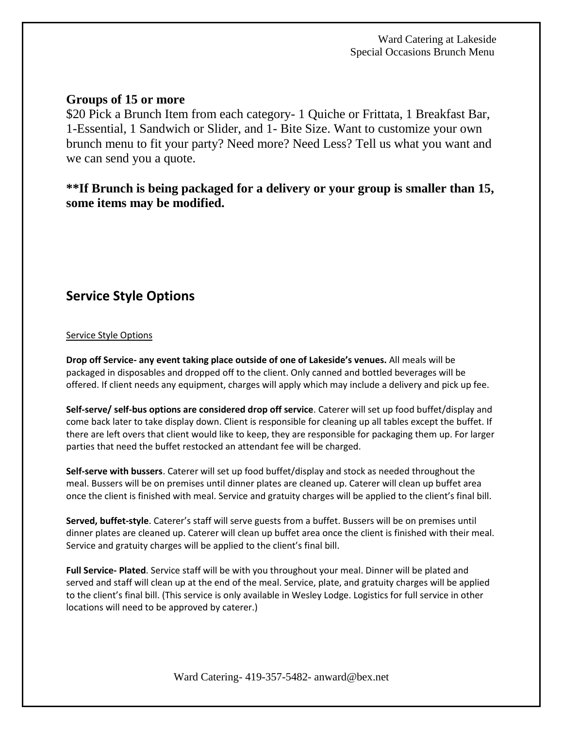## Groups of 15 or more

$20 Pick a Brunch Item from each category- 1 Quiche or Frittata, 1 Breakfast Bar, 1-Essential, 1 Sandwich or Slider, and 1- Bite Size. Want to customize your own brunch menu to fit your party? Need more? Need Less? Tell us what you want and we can send you a quote.

**\*\*If Brunch is being packaged for a delivery or your group is smaller than 15, some items may be modified.**

## Service Style Options

Service Style Options

**Drop off Service- any event taking place outside of one of Lakeside's venues.** All meals will be packaged in disposables and dropped off to the client. Only canned and bottled beverages will be offered. If client needs any equipment, charges will apply which may include a delivery and pick up fee.

**Self-serve/ self-bus options are considered drop off service**. Caterer will set up food buffet/display and come back later to take display down. Client is responsible for cleaning up all tables except the buffet. If there are left overs that client would like to keep, they are responsible for packaging them up. For larger parties that need the buffet restocked an attendant fee will be charged.

**Self-serve with bussers**. Caterer will set up food buffet/display and stock as needed throughout the meal. Bussers will be on premises until dinner plates are cleaned up. Caterer will clean up buffet area once the client is finished with meal. Service and gratuity charges will be applied to the client's final bill.

**Served, buffet-style**. Caterer's staff will serve guests from a buffet. Bussers will be on premises until dinner plates are cleaned up. Caterer will clean up buffet area once the client is finished with their meal. Service and gratuity charges will be applied to the client's final bill.

**Full Service- Plated**. Service staff will be with you throughout your meal. Dinner will be plated and served and staff will clean up at the end of the meal. Service, plate, and gratuity charges will be applied to the client's final bill. (This service is only available in Wesley Lodge. Logistics for full service in other locations will need to be approved by caterer.)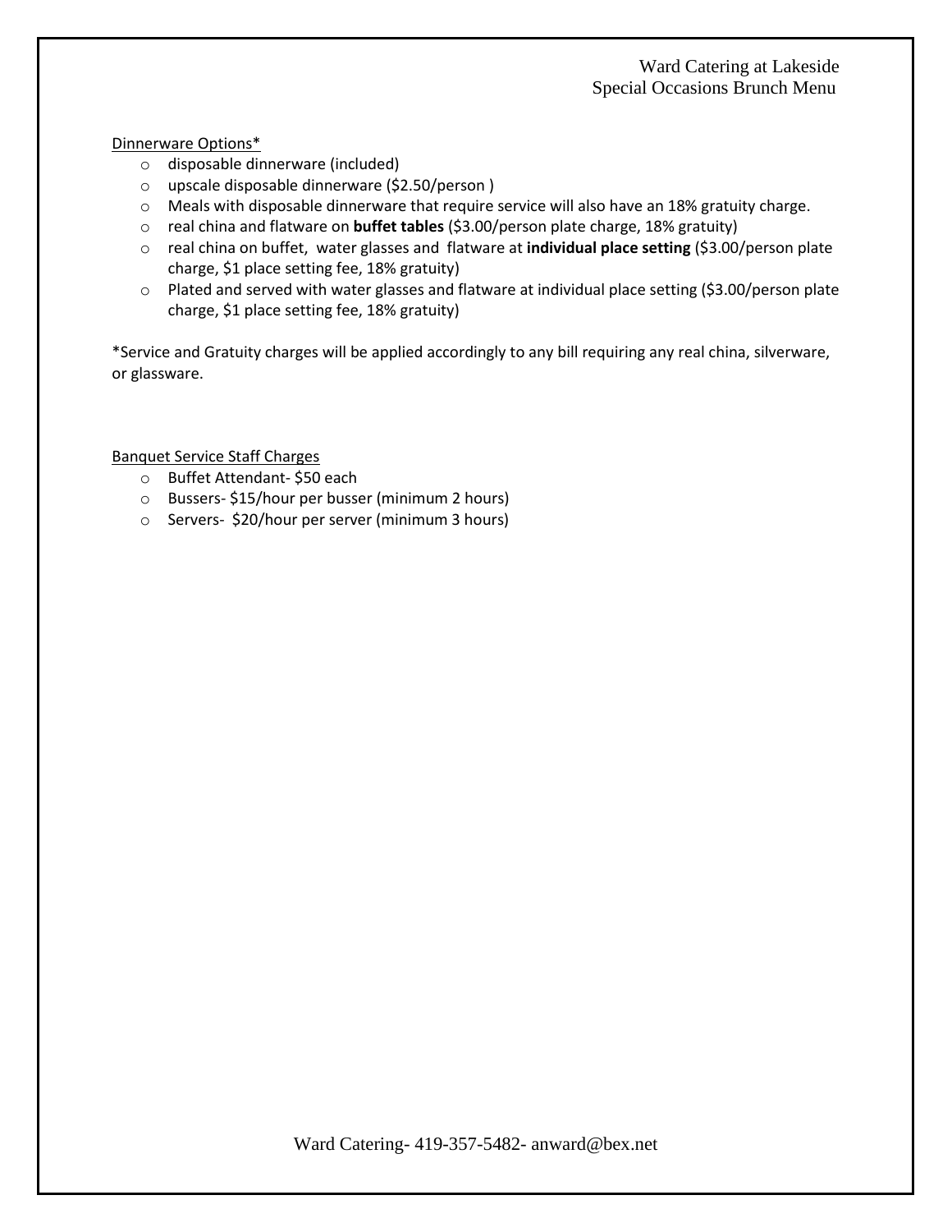Dinnerware Options*

- disposable dinnerware (included)
- upscale disposable dinnerware ($2.50/person )
- Meals with disposable dinnerware that require service will also have an 18% gratuity charge.
- real china and flatware on **buffet tables** ($3.00/person plate charge, 18% gratuity)
- real china on buffet, water glasses and flatware at **individual place setting** ($3.00/person plate charge, $1 place setting fee, 18% gratuity)
- Plated and served with water glasses and flatware at individual place setting ($3.00/person plate charge, $1 place setting fee, 18% gratuity)

*Service and Gratuity charges will be applied accordingly to any bill requiring any real china, silverware, or glassware.

Banquet Service Staff Charges

- Buffet Attendant- $50 each
- Bussers- $15/hour per busser (minimum 2 hours)
- Servers- $20/hour per server (minimum 3 hours)

Ward Catering- 419-357-5482- anward@bex.net